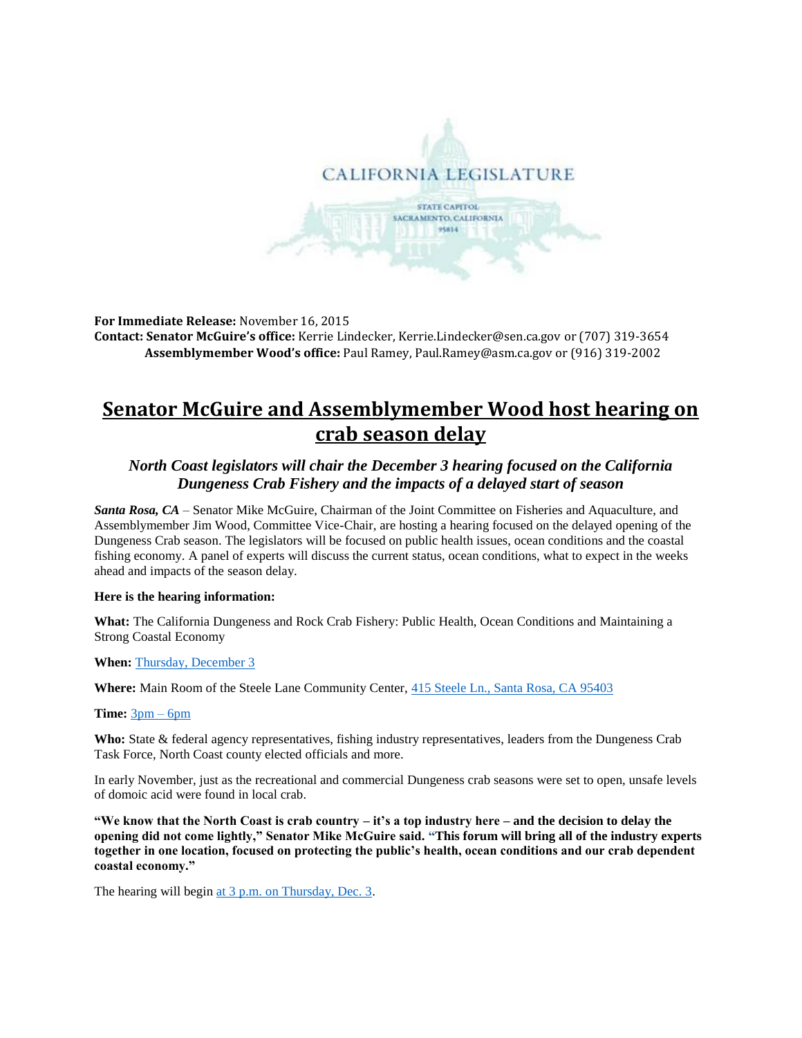CALIFORNIA LEGISLATURE

STATE CAPITOL
SACRAMENTO, CALIFORNIA
95814

**For Immediate Release:** November 16, 2015
**Contact: Senator McGuire's office:** Kerrie Lindecker, Kerrie.Lindecker@sen.ca.gov or (707) 319-3654
**Assemblymember Wood's office:** Paul Ramey, Paul.Ramey@asm.ca.gov or (916) 319-2002

# Senator McGuire and Assemblymember Wood host hearing on crab season delay

### *North Coast legislators will chair the December 3 hearing focused on the California Dungeness Crab Fishery and the impacts of a delayed start of season*

***Santa Rosa, CA*** – Senator Mike McGuire, Chairman of the Joint Committee on Fisheries and Aquaculture, and Assemblymember Jim Wood, Committee Vice-Chair, are hosting a hearing focused on the delayed opening of the Dungeness Crab season. The legislators will be focused on public health issues, ocean conditions and the coastal fishing economy. A panel of experts will discuss the current status, ocean conditions, what to expect in the weeks ahead and impacts of the season delay.

**Here is the hearing information:**

**What:** The California Dungeness and Rock Crab Fishery: Public Health, Ocean Conditions and Maintaining a Strong Coastal Economy

**When:** Thursday, December 3

**Where:** Main Room of the Steele Lane Community Center, 415 Steele Ln., Santa Rosa, CA 95403

**Time:** 3pm – 6pm

**Who:** State & federal agency representatives, fishing industry representatives, leaders from the Dungeness Crab Task Force, North Coast county elected officials and more.

In early November, just as the recreational and commercial Dungeness crab seasons were set to open, unsafe levels of domoic acid were found in local crab.

**"We know that the North Coast is crab country – it's a top industry here – and the decision to delay the opening did not come lightly," Senator Mike McGuire said. "This forum will bring all of the industry experts together in one location, focused on protecting the public's health, ocean conditions and our crab dependent coastal economy."**

The hearing will begin at 3 p.m. on Thursday, Dec. 3.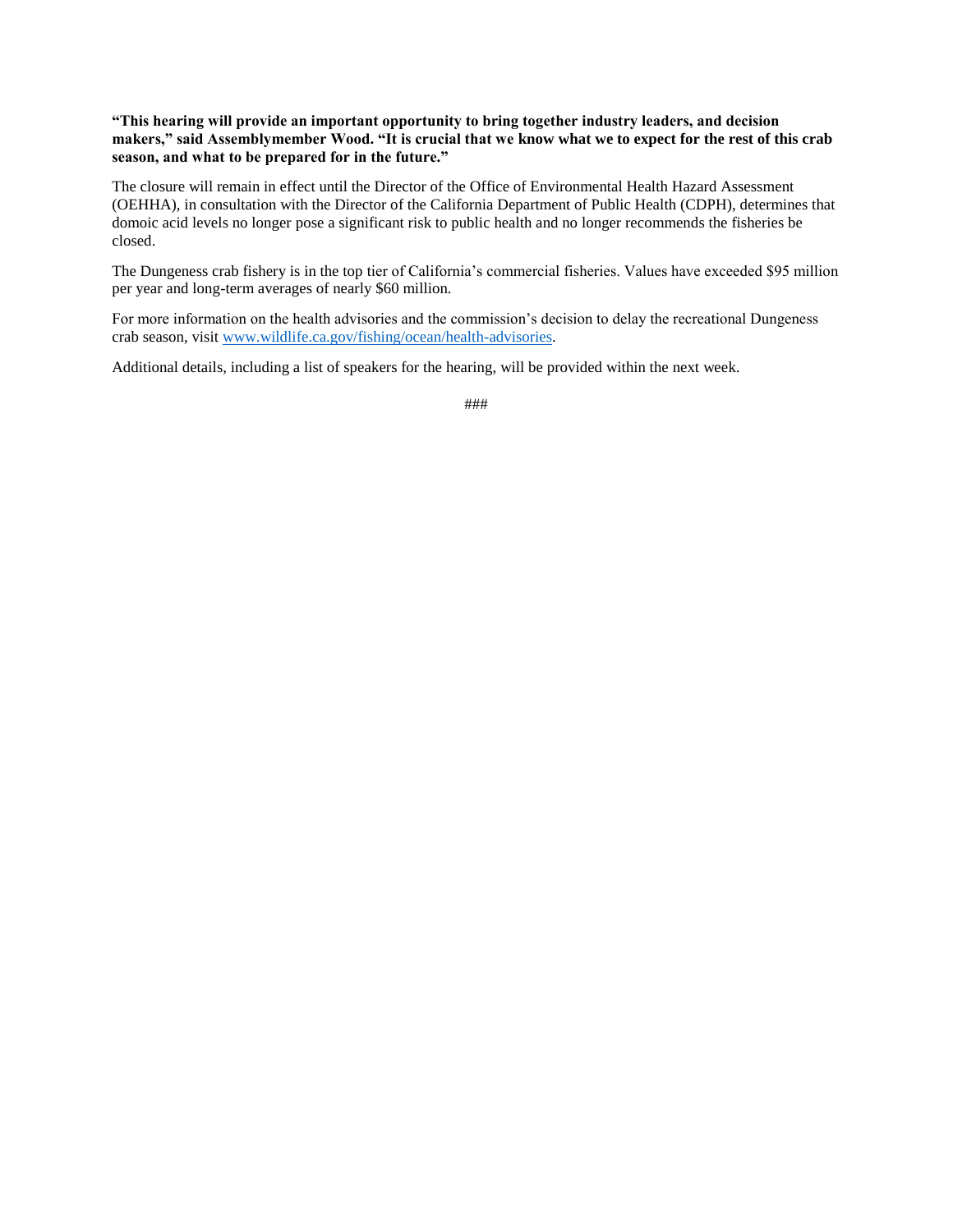**“This hearing will provide an important opportunity to bring together industry leaders, and decision makers,” said Assemblymember Wood. “It is crucial that we know what we to expect for the rest of this crab season, and what to be prepared for in the future.”**

The closure will remain in effect until the Director of the Office of Environmental Health Hazard Assessment (OEHHA), in consultation with the Director of the California Department of Public Health (CDPH), determines that domoic acid levels no longer pose a significant risk to public health and no longer recommends the fisheries be closed.

The Dungeness crab fishery is in the top tier of California’s commercial fisheries. Values have exceeded $95 million per year and long-term averages of nearly $60 million.

For more information on the health advisories and the commission’s decision to delay the recreational Dungeness crab season, visit [www.wildlife.ca.gov/fishing/ocean/health-advisories](http://www.wildlife.ca.gov/fishing/ocean/health-advisories).

Additional details, including a list of speakers for the hearing, will be provided within the next week.

###